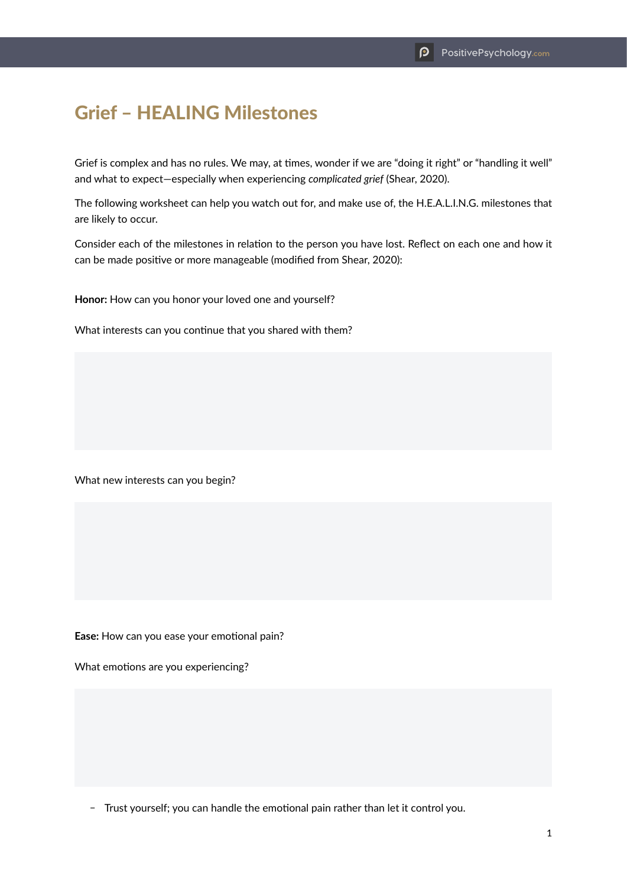# Grief – HEALING Milestones

Grief is complex and has no rules. We may, at times, wonder if we are "doing it right" or "handling it well" and what to expect—especially when experiencing *complicated grief* (Shear, 2020).

The following worksheet can help you watch out for, and make use of, the H.E.A.L.I.N.G. milestones that are likely to occur.

Consider each of the milestones in relation to the person you have lost. Reflect on each one and how it can be made positive or more manageable (modified from Shear, 2020):

**Honor:** How can you honor your loved one and yourself?

What interests can you continue that you shared with them?

What new interests can you begin?

**Ease:** How can you ease your emotional pain?

What emotions are you experiencing?

- Trust yourself; you can handle the emotional pain rather than let it control you.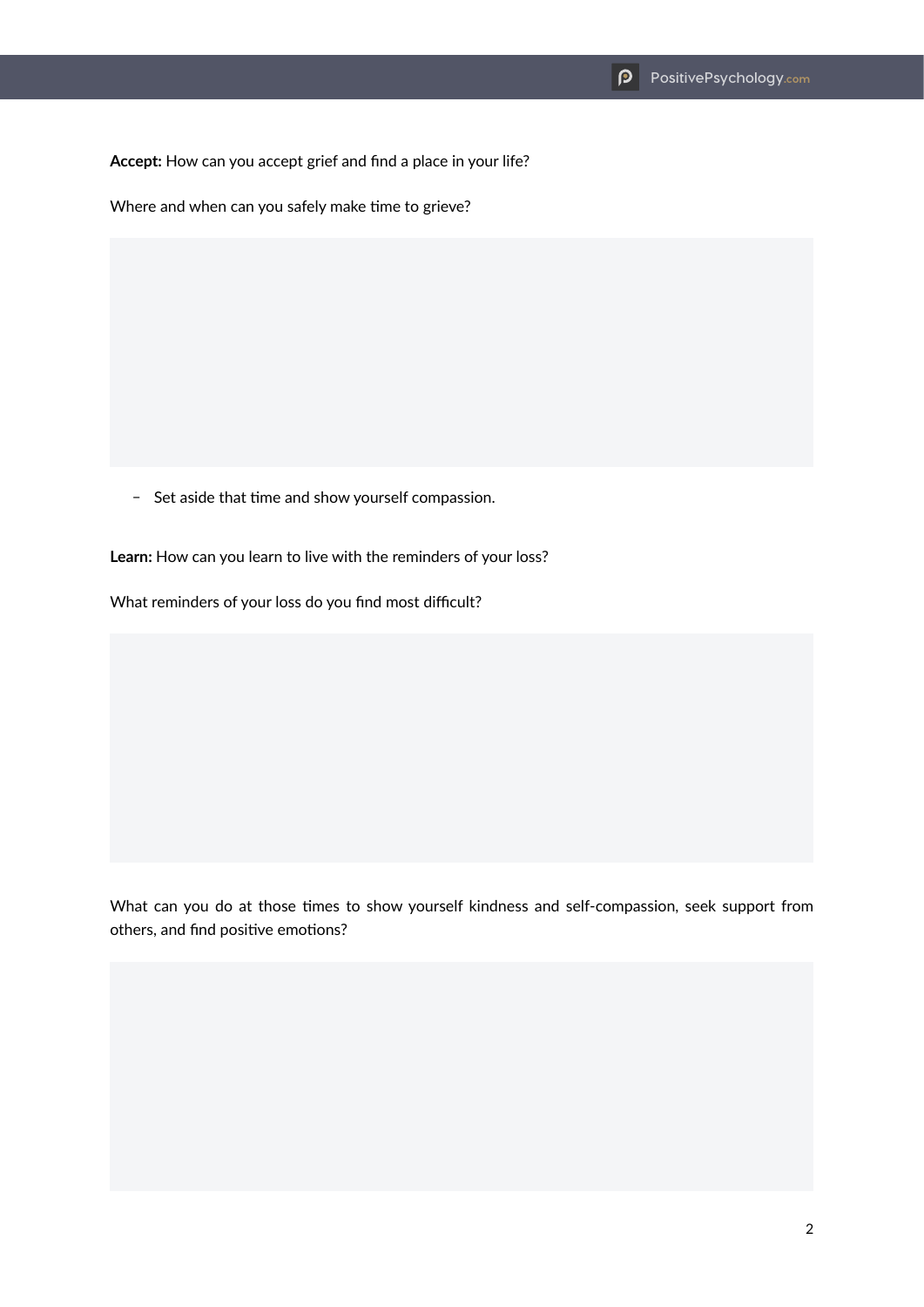**Accept:** How can you accept grief and find a place in your life?

Where and when can you safely make time to grieve?

- Set aside that time and show yourself compassion.

**Learn:** How can you learn to live with the reminders of your loss?

What reminders of your loss do you find most difficult?

What can you do at those times to show yourself kindness and self-compassion, seek support from others, and find positive emotions?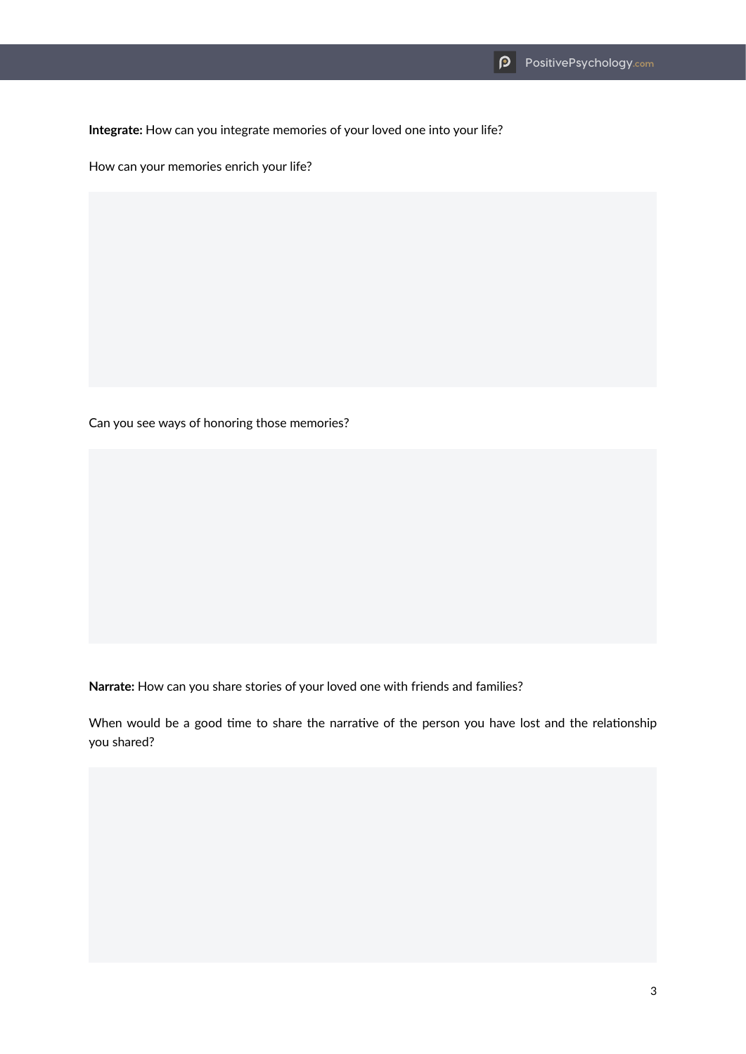**Integrate:** How can you integrate memories of your loved one into your life?

How can your memories enrich your life?

Can you see ways of honoring those memories?

**Narrate:** How can you share stories of your loved one with friends and families?

When would be a good time to share the narrative of the person you have lost and the relationship you shared?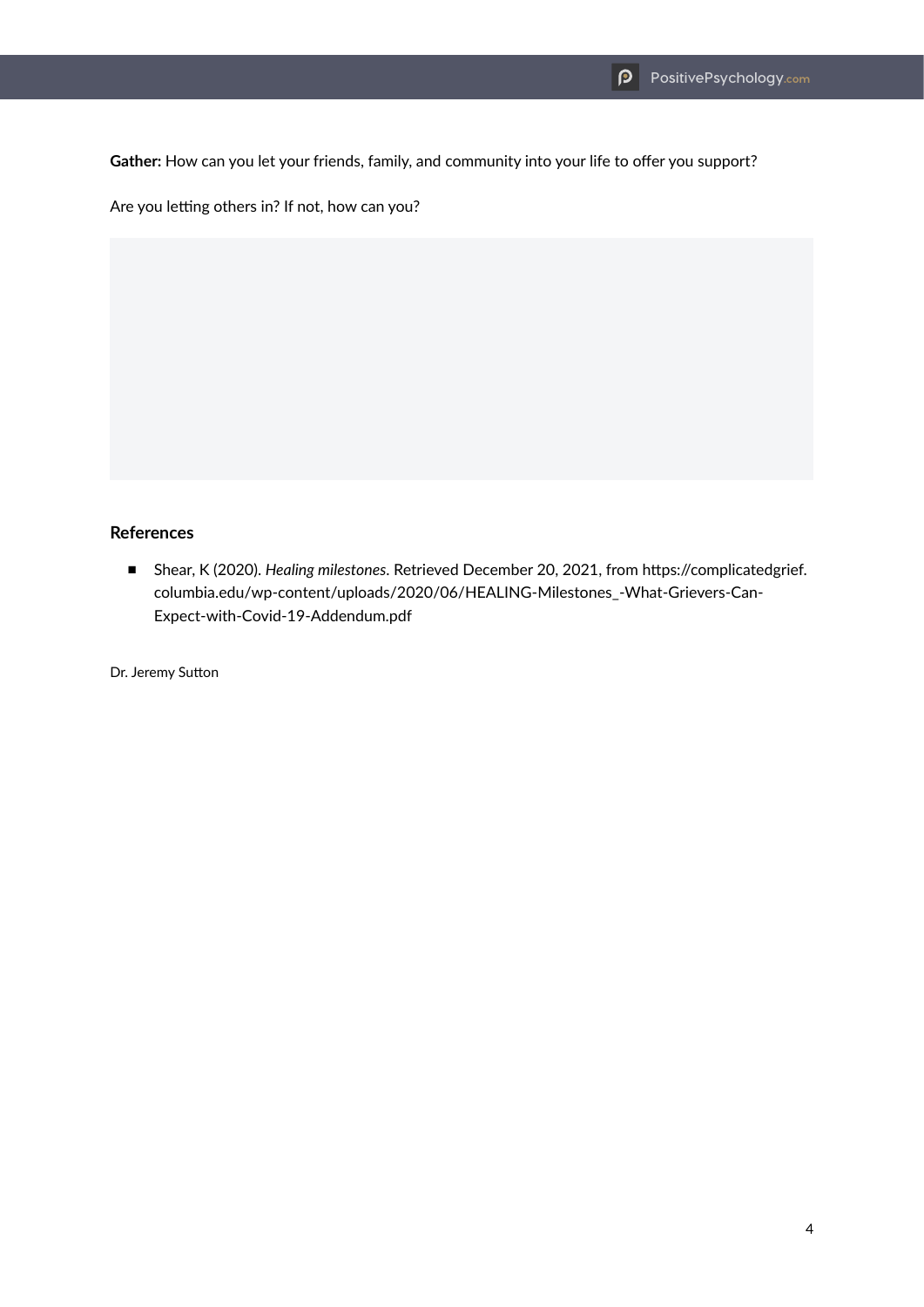**Gather:** How can you let your friends, family, and community into your life to offer you support?

Are you letting others in? If not, how can you?

### References

- Shear, K (2020). *Healing milestones*. Retrieved December 20, 2021, from https://complicatedgrief.columbia.edu/wp-content/uploads/2020/06/HEALING-Milestones_-What-Grievers-Can-Expect-with-Covid-19-Addendum.pdf

Dr. Jeremy Sutton